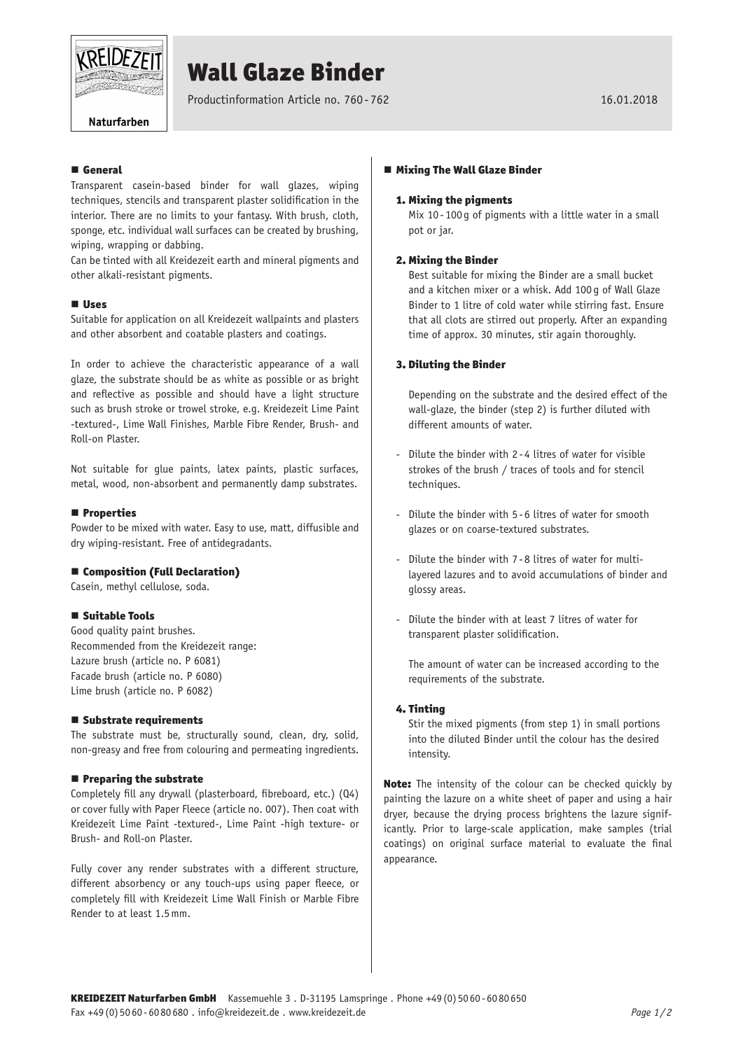# Wall Glaze Binder

Productinformation Article no. 760 - 762

16.01.2018

## General

Transparent casein-based binder for wall glazes, wiping techniques, stencils and transparent plaster solidification in the interior. There are no limits to your fantasy. With brush, cloth, sponge, etc. individual wall surfaces can be created by brushing, wiping, wrapping or dabbing.

Can be tinted with all Kreidezeit earth and mineral pigments and other alkali-resistant pigments.

## Uses

Suitable for application on all Kreidezeit wallpaints and plasters and other absorbent and coatable plasters and coatings.

In order to achieve the characteristic appearance of a wall glaze, the substrate should be as white as possible or as bright and reflective as possible and should have a light structure such as brush stroke or trowel stroke, e.g. Kreidezeit Lime Paint -textured-, Lime Wall Finishes, Marble Fibre Render, Brush- and Roll-on Plaster.

Not suitable for glue paints, latex paints, plastic surfaces, metal, wood, non-absorbent and permanently damp substrates.

## Properties

Powder to be mixed with water. Easy to use, matt, diffusible and dry wiping-resistant. Free of antidegradants.

## Composition (Full Declaration)

Casein, methyl cellulose, soda.

## Suitable Tools

Good quality paint brushes.
Recommended from the Kreidezeit range:
Lazure brush (article no. P 6081)
Facade brush (article no. P 6080)
Lime brush (article no. P 6082)

## Substrate requirements

The substrate must be, structurally sound, clean, dry, solid, non-greasy and free from colouring and permeating ingredients.

## Preparing the substrate

Completely fill any drywall (plasterboard, fibreboard, etc.) (Q4) or cover fully with Paper Fleece (article no. 007). Then coat with Kreidezeit Lime Paint -textured-, Lime Paint -high texture- or Brush- and Roll-on Plaster.

Fully cover any render substrates with a different structure, different absorbency or any touch-ups using paper fleece, or completely fill with Kreidezeit Lime Wall Finish or Marble Fibre Render to at least 1.5 mm.

## Mixing The Wall Glaze Binder

### 1. Mixing the pigments

Mix 10 - 100 g of pigments with a little water in a small pot or jar.

### 2. Mixing the Binder

Best suitable for mixing the Binder are a small bucket and a kitchen mixer or a whisk. Add 100 g of Wall Glaze Binder to 1 litre of cold water while stirring fast. Ensure that all clots are stirred out properly. After an expanding time of approx. 30 minutes, stir again thoroughly.

### 3. Diluting the Binder

Depending on the substrate and the desired effect of the wall-glaze, the binder (step 2) is further diluted with different amounts of water.

- Dilute the binder with 2 - 4 litres of water for visible strokes of the brush / traces of tools and for stencil techniques.
- Dilute the binder with 5 - 6 litres of water for smooth glazes or on coarse-textured substrates.
- Dilute the binder with 7 - 8 litres of water for multi-layered lazures and to avoid accumulations of binder and glossy areas.
- Dilute the binder with at least 7 litres of water for transparent plaster solidification.

The amount of water can be increased according to the requirements of the substrate.

### 4. Tinting

Stir the mixed pigments (from step 1) in small portions into the diluted Binder until the colour has the desired intensity.

**Note:** The intensity of the colour can be checked quickly by painting the lazure on a white sheet of paper and using a hair dryer, because the drying process brightens the lazure significantly. Prior to large-scale application, make samples (trial coatings) on original surface material to evaluate the final appearance.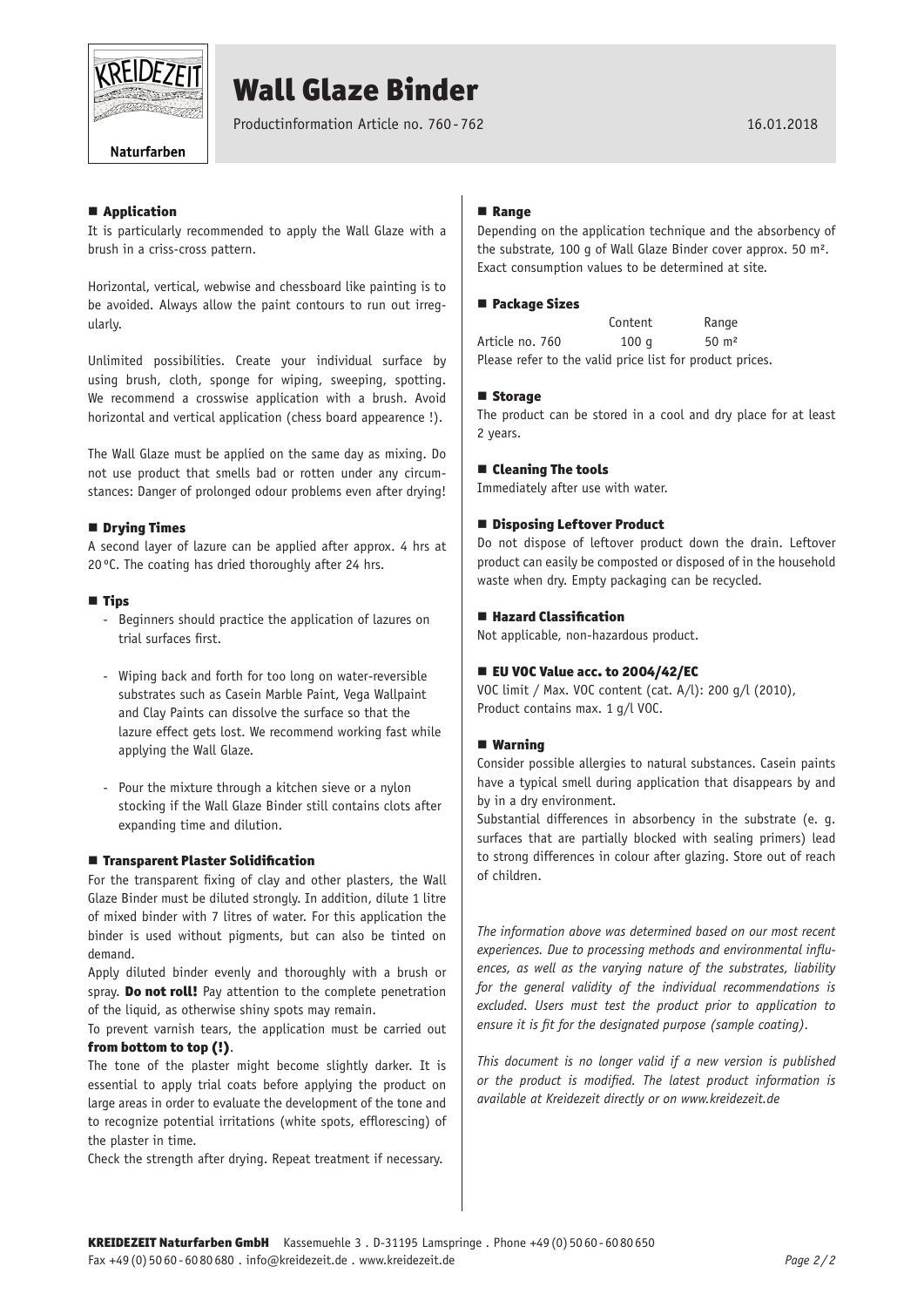# Wall Glaze Binder

Productinformation Article no. 760 - 762 16.01.2018

## Application

It is particularly recommended to apply the Wall Glaze with a brush in a criss-cross pattern.

Horizontal, vertical, webwise and chessboard like painting is to be avoided. Always allow the paint contours to run out irregularly.

Unlimited possibilities. Create your individual surface by using brush, cloth, sponge for wiping, sweeping, spotting. We recommend a crosswise application with a brush. Avoid horizontal and vertical application (chess board appearence !).

The Wall Glaze must be applied on the same day as mixing. Do not use product that smells bad or rotten under any circumstances: Danger of prolonged odour problems even after drying!

## Drying Times

A second layer of lazure can be applied after approx. 4 hrs at 20 °C. The coating has dried thoroughly after 24 hrs.

## Tips

- Beginners should practice the application of lazures on trial surfaces first.
- Wiping back and forth for too long on water-reversible substrates such as Casein Marble Paint, Vega Wallpaint and Clay Paints can dissolve the surface so that the lazure effect gets lost. We recommend working fast while applying the Wall Glaze.
- Pour the mixture through a kitchen sieve or a nylon stocking if the Wall Glaze Binder still contains clots after expanding time and dilution.

## Transparent Plaster Solidification

For the transparent fixing of clay and other plasters, the Wall Glaze Binder must be diluted strongly. In addition, dilute 1 litre of mixed binder with 7 litres of water. For this application the binder is used without pigments, but can also be tinted on demand.

Apply diluted binder evenly and thoroughly with a brush or spray. **Do not roll!** Pay attention to the complete penetration of the liquid, as otherwise shiny spots may remain.

To prevent varnish tears, the application must be carried out **from bottom to top (!)**.

The tone of the plaster might become slightly darker. It is essential to apply trial coats before applying the product on large areas in order to evaluate the development of the tone and to recognize potential irritations (white spots, efflorescing) of the plaster in time.

Check the strength after drying. Repeat treatment if necessary.

## Range

Depending on the application technique and the absorbency of the substrate, 100 g of Wall Glaze Binder cover approx. 50 m². Exact consumption values to be determined at site.

## Package Sizes

| | Content | Range |
|---|---|---|
| Article no. 760 | 100 g | 50 m² |

Please refer to the valid price list for product prices.

## Storage

The product can be stored in a cool and dry place for at least 2 years.

## Cleaning The tools

Immediately after use with water.

## Disposing Leftover Product

Do not dispose of leftover product down the drain. Leftover product can easily be composted or disposed of in the household waste when dry. Empty packaging can be recycled.

## Hazard Classification

Not applicable, non-hazardous product.

## EU VOC Value acc. to 2004/42/EC

VOC limit / Max. VOC content (cat. A/l): 200 g/l (2010), Product contains max. 1 g/l VOC.

## Warning

Consider possible allergies to natural substances. Casein paints have a typical smell during application that disappears by and by in a dry environment.

Substantial differences in absorbency in the substrate (e. g. surfaces that are partially blocked with sealing primers) lead to strong differences in colour after glazing. Store out of reach of children.

*The information above was determined based on our most recent experiences. Due to processing methods and environmental influences, as well as the varying nature of the substrates, liability for the general validity of the individual recommendations is excluded. Users must test the product prior to application to ensure it is fit for the designated purpose (sample coating).*

*This document is no longer valid if a new version is published or the product is modified. The latest product information is available at Kreidezeit directly or on www.kreidezeit.de*

**KREIDEZEIT Naturfarben GmbH** Kassemuehle 3 . D-31195 Lamspringe . Phone +49 (0) 50 60 - 60 80 650
Fax +49 (0) 50 60 - 60 80 680 . info@kreidezeit.de . www.kreidezeit.de